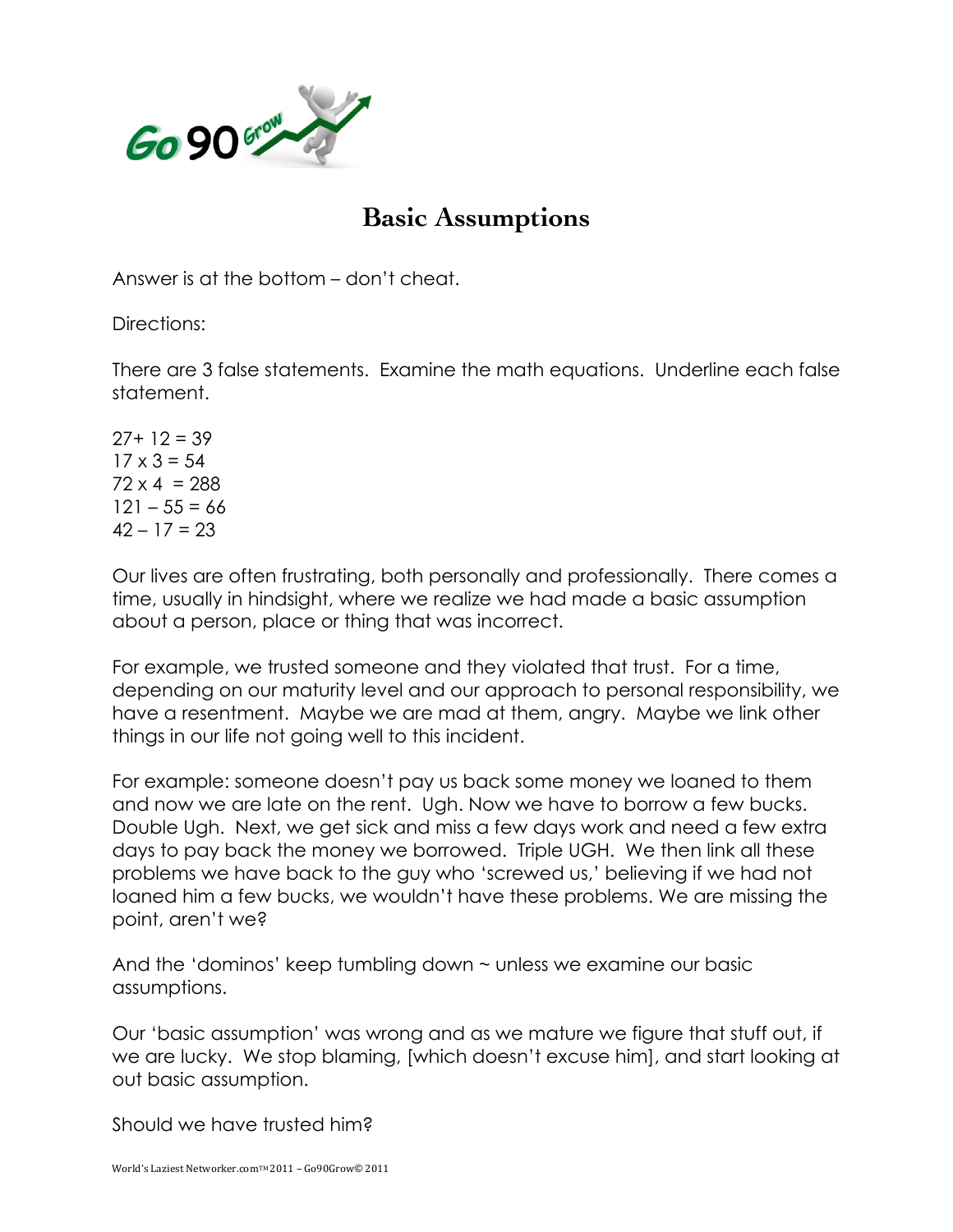# Basic Assumptions

Answer is at the bottom – don't cheat.

Directions:

There are 3 false statements. Examine the math equations. Underline each false statement.

$27 + 12 = 39$  
$17 \times 3 = 54$  
$72 \times 4 = 288$  
$121 - 55 = 66$  
$42 - 17 = 23$

Our lives are often frustrating, both personally and professionally. There comes a time, usually in hindsight, where we realize we had made a basic assumption about a person, place or thing that was incorrect.

For example, we trusted someone and they violated that trust. For a time, depending on our maturity level and our approach to personal responsibility, we have a resentment. Maybe we are mad at them, angry. Maybe we link other things in our life not going well to this incident.

For example: someone doesn't pay us back some money we loaned to them and now we are late on the rent. Ugh. Now we have to borrow a few bucks. Double Ugh. Next, we get sick and miss a few days work and need a few extra days to pay back the money we borrowed. Triple UGH. We then link all these problems we have back to the guy who 'screwed us,' believing if we had not loaned him a few bucks, we wouldn't have these problems. We are missing the point, aren't we?

And the 'dominos' keep tumbling down ~ unless we examine our basic assumptions.

Our 'basic assumption' was wrong and as we mature we figure that stuff out, if we are lucky. We stop blaming, [which doesn't excuse him], and start looking at out basic assumption.

Should we have trusted him?

World's Laziest Networker.com™ 2011 – Go90Grow© 2011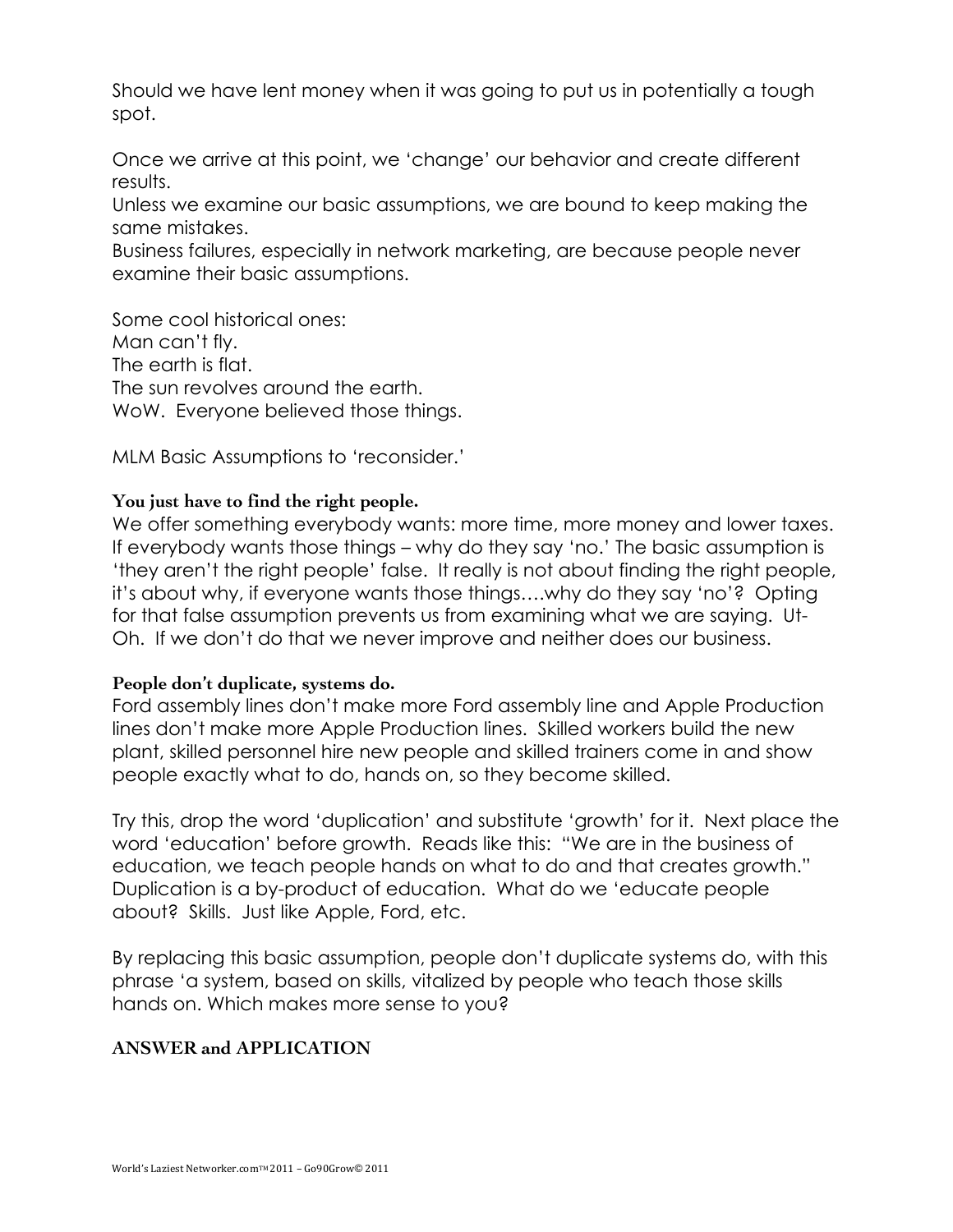Should we have lent money when it was going to put us in potentially a tough spot.

Once we arrive at this point, we 'change' our behavior and create different results.
Unless we examine our basic assumptions, we are bound to keep making the same mistakes.
Business failures, especially in network marketing, are because people never examine their basic assumptions.

Some cool historical ones:
Man can't fly.
The earth is flat.
The sun revolves around the earth.
WoW. Everyone believed those things.

MLM Basic Assumptions to 'reconsider.'

**You just have to find the right people.**
We offer something everybody wants: more time, more money and lower taxes. If everybody wants those things – why do they say 'no.' The basic assumption is 'they aren't the right people' false. It really is not about finding the right people, it's about why, if everyone wants those things….why do they say 'no'? Opting for that false assumption prevents us from examining what we are saying. Ut-Oh. If we don't do that we never improve and neither does our business.

**People don't duplicate, systems do.**
Ford assembly lines don't make more Ford assembly line and Apple Production lines don't make more Apple Production lines. Skilled workers build the new plant, skilled personnel hire new people and skilled trainers come in and show people exactly what to do, hands on, so they become skilled.

Try this, drop the word 'duplication' and substitute 'growth' for it. Next place the word 'education' before growth. Reads like this: "We are in the business of education, we teach people hands on what to do and that creates growth." Duplication is a by-product of education. What do we 'educate people about? Skills. Just like Apple, Ford, etc.

By replacing this basic assumption, people don't duplicate systems do, with this phrase 'a system, based on skills, vitalized by people who teach those skills hands on. Which makes more sense to you?

**ANSWER and APPLICATION**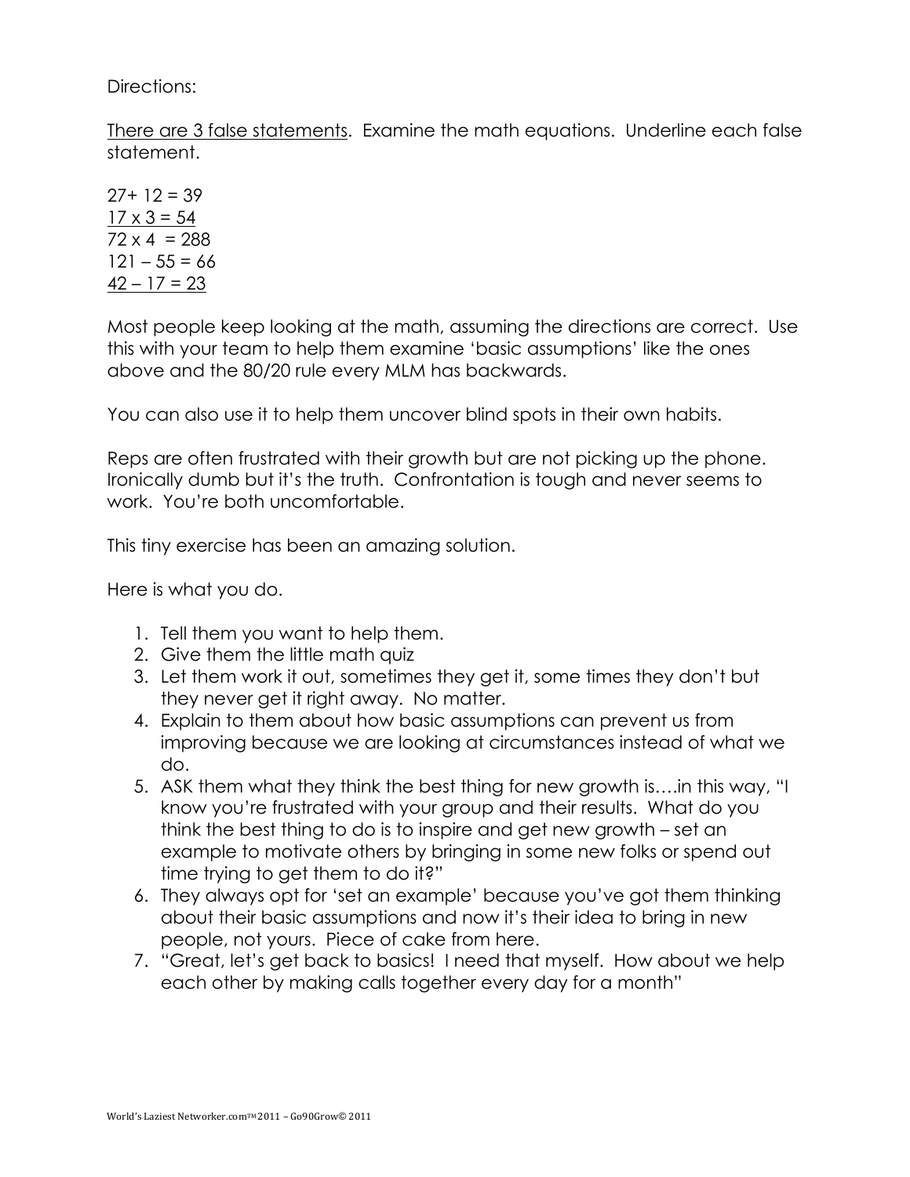Directions:

<u>There are 3 false statements</u>. Examine the math equations. Underline each false statement.

$27 + 12 = 39$
<u>$17 \times 3 = 54$</u>
$72 \times 4 = 288$
$121 - 55 = 66$
<u>$42 - 17 = 23$</u>

Most people keep looking at the math, assuming the directions are correct. Use this with your team to help them examine 'basic assumptions' like the ones above and the 80/20 rule every MLM has backwards.

You can also use it to help them uncover blind spots in their own habits.

Reps are often frustrated with their growth but are not picking up the phone. Ironically dumb but it's the truth. Confrontation is tough and never seems to work. You're both uncomfortable.

This tiny exercise has been an amazing solution.

Here is what you do.

1. Tell them you want to help them.
2. Give them the little math quiz
3. Let them work it out, sometimes they get it, some times they don't but they never get it right away. No matter.
4. Explain to them about how basic assumptions can prevent us from improving because we are looking at circumstances instead of what we do.
5. ASK them what they think the best thing for new growth is….in this way, "I know you're frustrated with your group and their results. What do you think the best thing to do is to inspire and get new growth – set an example to motivate others by bringing in some new folks or spend out time trying to get them to do it?"
6. They always opt for 'set an example' because you've got them thinking about their basic assumptions and now it's their idea to bring in new people, not yours. Piece of cake from here.
7. "Great, let's get back to basics! I need that myself. How about we help each other by making calls together every day for a month"